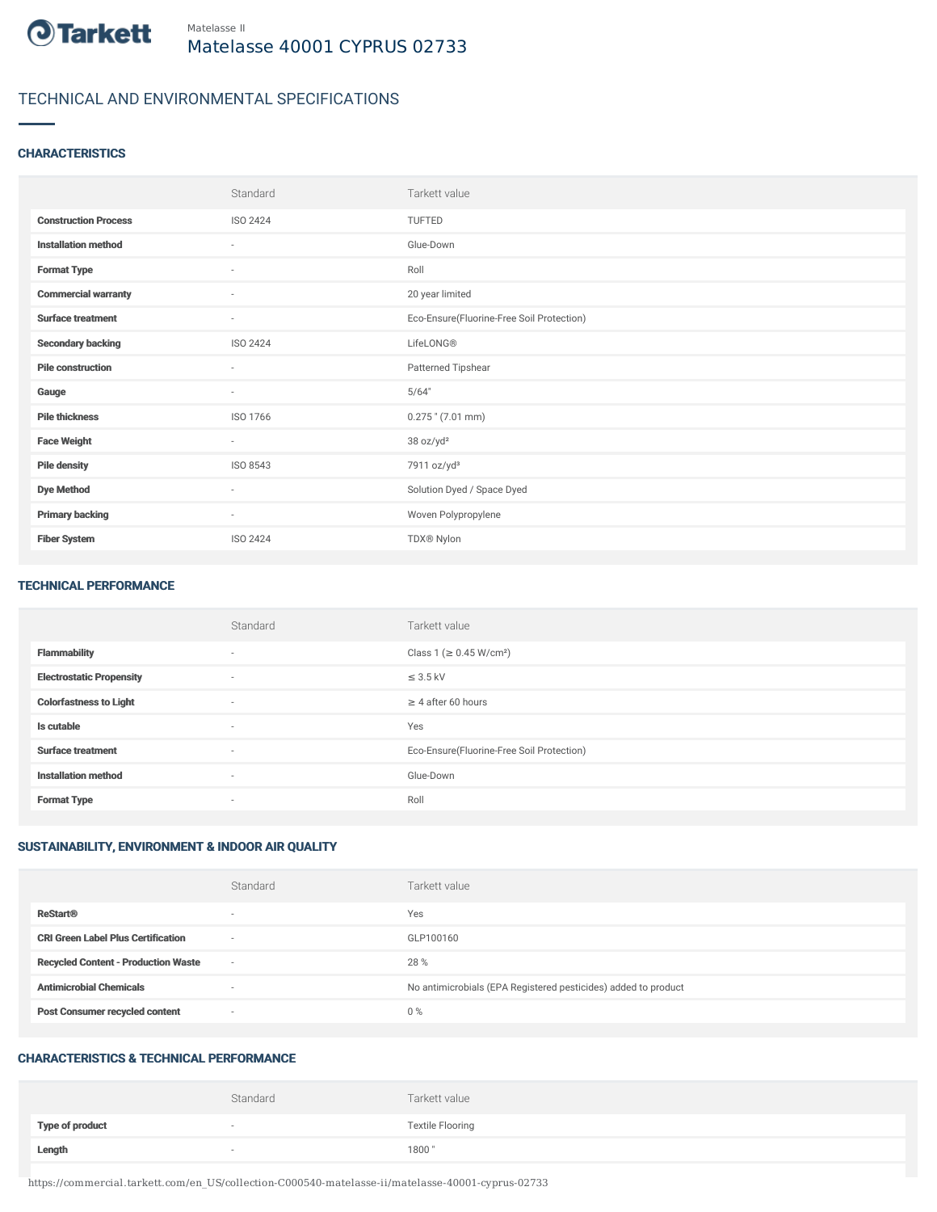Matelasse II

# Matelasse 40001 CYPRUS 02733

## TECHNICAL AND ENVIRONMENTAL SPECIFICATIONS

### CHARACTERISTICS

| | Standard | Tarkett value |
|---|---|---|
| **Construction Process** | ISO 2424 | TUFTED |
| **Installation method** | - | Glue-Down |
| **Format Type** | - | Roll |
| **Commercial warranty** | - | 20 year limited |
| **Surface treatment** | - | Eco-Ensure(Fluorine-Free Soil Protection) |
| **Secondary backing** | ISO 2424 | LifeLONG® |
| **Pile construction** | - | Patterned Tipshear |
| **Gauge** | - | 5/64" |
| **Pile thickness** | ISO 1766 | 0.275 " (7.01 mm) |
| **Face Weight** | - | 38 oz/yd² |
| **Pile density** | ISO 8543 | 7911 oz/yd³ |
| **Dye Method** | - | Solution Dyed / Space Dyed |
| **Primary backing** | - | Woven Polypropylene |
| **Fiber System** | ISO 2424 | TDX® Nylon |

### TECHNICAL PERFORMANCE

| | Standard | Tarkett value |
|---|---|---|
| **Flammability** | - | Class 1 (≥ 0.45 W/cm²) |
| **Electrostatic Propensity** | - | ≤ 3.5 kV |
| **Colorfastness to Light** | - | ≥ 4 after 60 hours |
| **Is cutable** | - | Yes |
| **Surface treatment** | - | Eco-Ensure(Fluorine-Free Soil Protection) |
| **Installation method** | - | Glue-Down |
| **Format Type** | - | Roll |

### SUSTAINABILITY, ENVIRONMENT & INDOOR AIR QUALITY

| | Standard | Tarkett value |
|---|---|---|
| **ReStart®** | - | Yes |
| **CRI Green Label Plus Certification** | - | GLP100160 |
| **Recycled Content - Production Waste** | - | 28 % |
| **Antimicrobial Chemicals** | - | No antimicrobials (EPA Registered pesticides) added to product |
| **Post Consumer recycled content** | - | 0 % |

### CHARACTERISTICS & TECHNICAL PERFORMANCE

| | Standard | Tarkett value |
|---|---|---|
| **Type of product** | - | Textile Flooring |
| **Length** | - | 1800 " |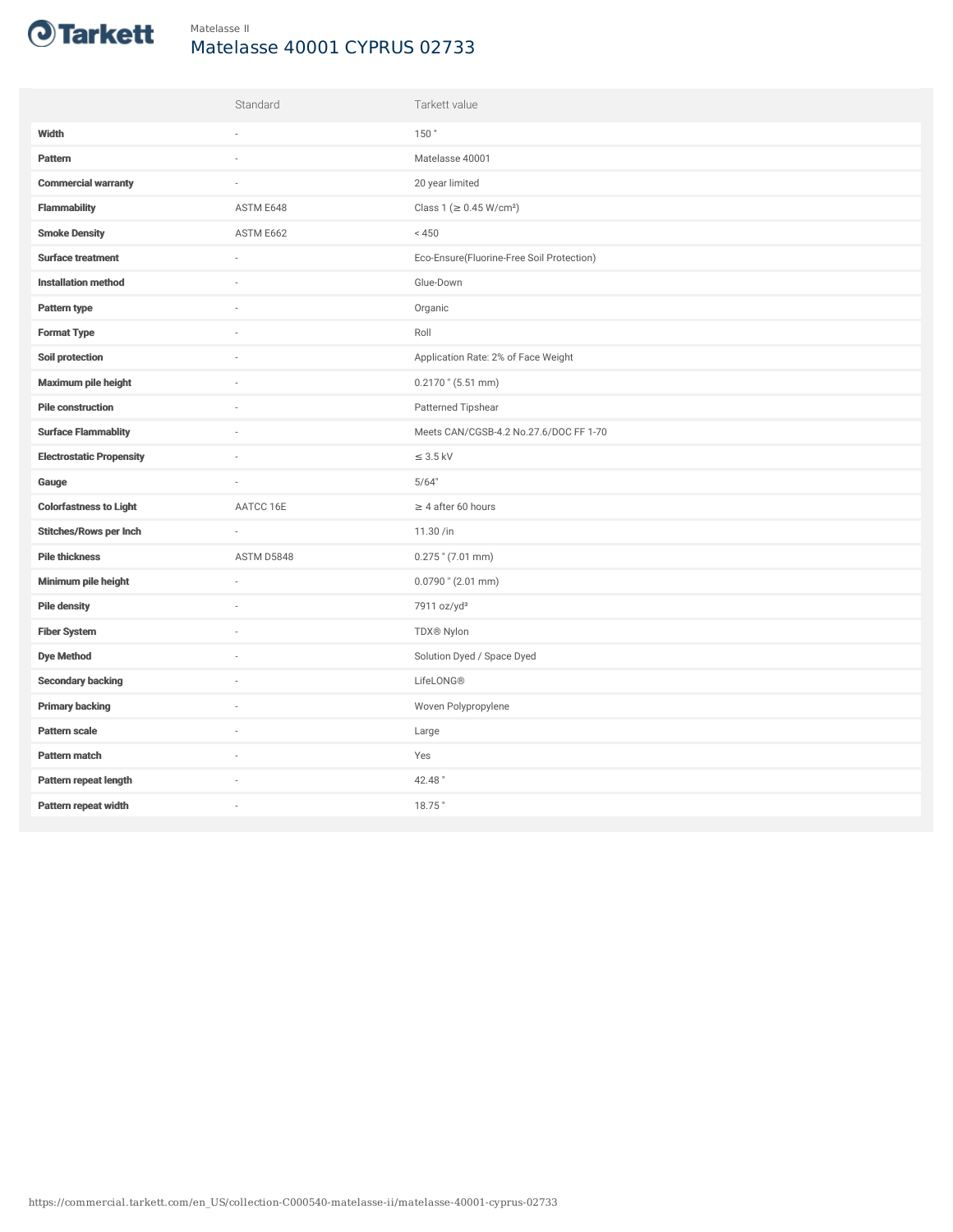Matelasse II

# Matelasse 40001 CYPRUS 02733

| | Standard | Tarkett value |
|---|---|---|
| **Width** | - | 150 " |
| **Pattern** | - | Matelasse 40001 |
| **Commercial warranty** | - | 20 year limited |
| **Flammability** | ASTM E648 | Class 1 (≥ 0.45 W/cm²) |
| **Smoke Density** | ASTM E662 | < 450 |
| **Surface treatment** | - | Eco-Ensure(Fluorine-Free Soil Protection) |
| **Installation method** | - | Glue-Down |
| **Pattern type** | - | Organic |
| **Format Type** | - | Roll |
| **Soil protection** | - | Application Rate: 2% of Face Weight |
| **Maximum pile height** | - | 0.2170 " (5.51 mm) |
| **Pile construction** | - | Patterned Tipshear |
| **Surface Flammablity** | - | Meets CAN/CGSB-4.2 No.27.6/DOC FF 1-70 |
| **Electrostatic Propensity** | - | ≤ 3.5 kV |
| **Gauge** | - | 5/64" |
| **Colorfastness to Light** | AATCC 16E | ≥ 4 after 60 hours |
| **Stitches/Rows per Inch** | - | 11.30 /in |
| **Pile thickness** | ASTM D5848 | 0.275 " (7.01 mm) |
| **Minimum pile height** | - | 0.0790 " (2.01 mm) |
| **Pile density** | - | 7911 oz/yd³ |
| **Fiber System** | - | TDX® Nylon |
| **Dye Method** | - | Solution Dyed / Space Dyed |
| **Secondary backing** | - | LifeLONG® |
| **Primary backing** | - | Woven Polypropylene |
| **Pattern scale** | - | Large |
| **Pattern match** | - | Yes |
| **Pattern repeat length** | - | 42.48 " |
| **Pattern repeat width** | - | 18.75 " |